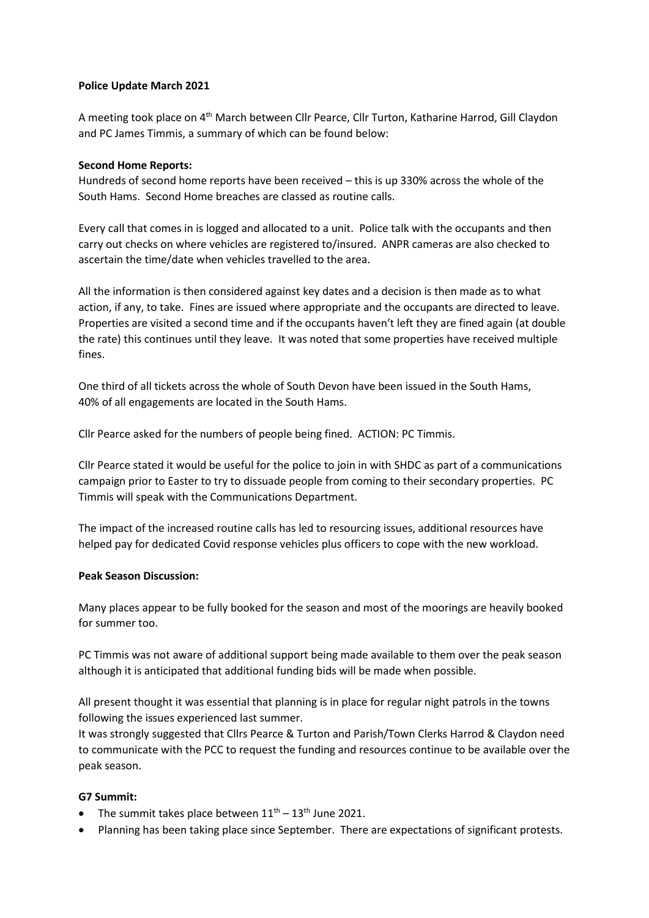**Police Update March 2021**

A meeting took place on 4th March between Cllr Pearce, Cllr Turton, Katharine Harrod, Gill Claydon and PC James Timmis, a summary of which can be found below:

**Second Home Reports:**

Hundreds of second home reports have been received – this is up 330% across the whole of the South Hams. Second Home breaches are classed as routine calls.

Every call that comes in is logged and allocated to a unit. Police talk with the occupants and then carry out checks on where vehicles are registered to/insured. ANPR cameras are also checked to ascertain the time/date when vehicles travelled to the area.

All the information is then considered against key dates and a decision is then made as to what action, if any, to take. Fines are issued where appropriate and the occupants are directed to leave. Properties are visited a second time and if the occupants haven't left they are fined again (at double the rate) this continues until they leave. It was noted that some properties have received multiple fines.

One third of all tickets across the whole of South Devon have been issued in the South Hams, 40% of all engagements are located in the South Hams.

Cllr Pearce asked for the numbers of people being fined. ACTION: PC Timmis.

Cllr Pearce stated it would be useful for the police to join in with SHDC as part of a communications campaign prior to Easter to try to dissuade people from coming to their secondary properties. PC Timmis will speak with the Communications Department.

The impact of the increased routine calls has led to resourcing issues, additional resources have helped pay for dedicated Covid response vehicles plus officers to cope with the new workload.

**Peak Season Discussion:**

Many places appear to be fully booked for the season and most of the moorings are heavily booked for summer too.

PC Timmis was not aware of additional support being made available to them over the peak season although it is anticipated that additional funding bids will be made when possible.

All present thought it was essential that planning is in place for regular night patrols in the towns following the issues experienced last summer.

It was strongly suggested that Cllrs Pearce & Turton and Parish/Town Clerks Harrod & Claydon need to communicate with the PCC to request the funding and resources continue to be available over the peak season.

**G7 Summit:**

- The summit takes place between 11th – 13th June 2021.
- Planning has been taking place since September. There are expectations of significant protests.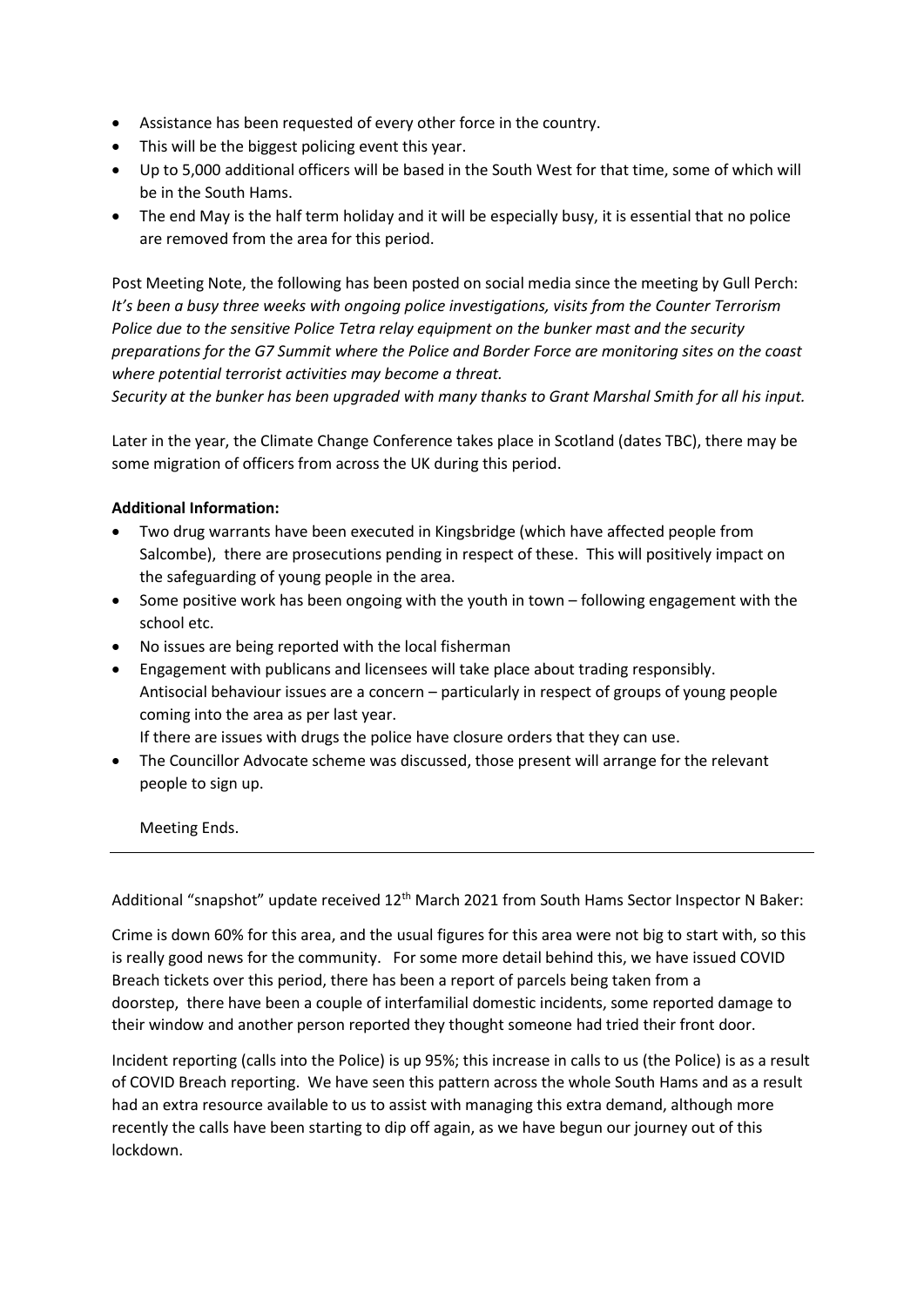- Assistance has been requested of every other force in the country.
- This will be the biggest policing event this year.
- Up to 5,000 additional officers will be based in the South West for that time, some of which will be in the South Hams.
- The end May is the half term holiday and it will be especially busy, it is essential that no police are removed from the area for this period.

Post Meeting Note, the following has been posted on social media since the meeting by Gull Perch: *It's been a busy three weeks with ongoing police investigations, visits from the Counter Terrorism Police due to the sensitive Police Tetra relay equipment on the bunker mast and the security preparations for the G7 Summit where the Police and Border Force are monitoring sites on the coast where potential terrorist activities may become a threat.*
*Security at the bunker has been upgraded with many thanks to Grant Marshal Smith for all his input.*

Later in the year, the Climate Change Conference takes place in Scotland (dates TBC), there may be some migration of officers from across the UK during this period.

**Additional Information:**

- Two drug warrants have been executed in Kingsbridge (which have affected people from Salcombe), there are prosecutions pending in respect of these. This will positively impact on the safeguarding of young people in the area.
- Some positive work has been ongoing with the youth in town – following engagement with the school etc.
- No issues are being reported with the local fisherman
- Engagement with publicans and licensees will take place about trading responsibly. Antisocial behaviour issues are a concern – particularly in respect of groups of young people coming into the area as per last year.
  If there are issues with drugs the police have closure orders that they can use.
- The Councillor Advocate scheme was discussed, those present will arrange for the relevant people to sign up.

Meeting Ends.

---

Additional "snapshot" update received 12th March 2021 from South Hams Sector Inspector N Baker:

Crime is down 60% for this area, and the usual figures for this area were not big to start with, so this is really good news for the community. For some more detail behind this, we have issued COVID Breach tickets over this period, there has been a report of parcels being taken from a doorstep, there have been a couple of interfamilial domestic incidents, some reported damage to their window and another person reported they thought someone had tried their front door.

Incident reporting (calls into the Police) is up 95%; this increase in calls to us (the Police) is as a result of COVID Breach reporting. We have seen this pattern across the whole South Hams and as a result had an extra resource available to us to assist with managing this extra demand, although more recently the calls have been starting to dip off again, as we have begun our journey out of this lockdown.